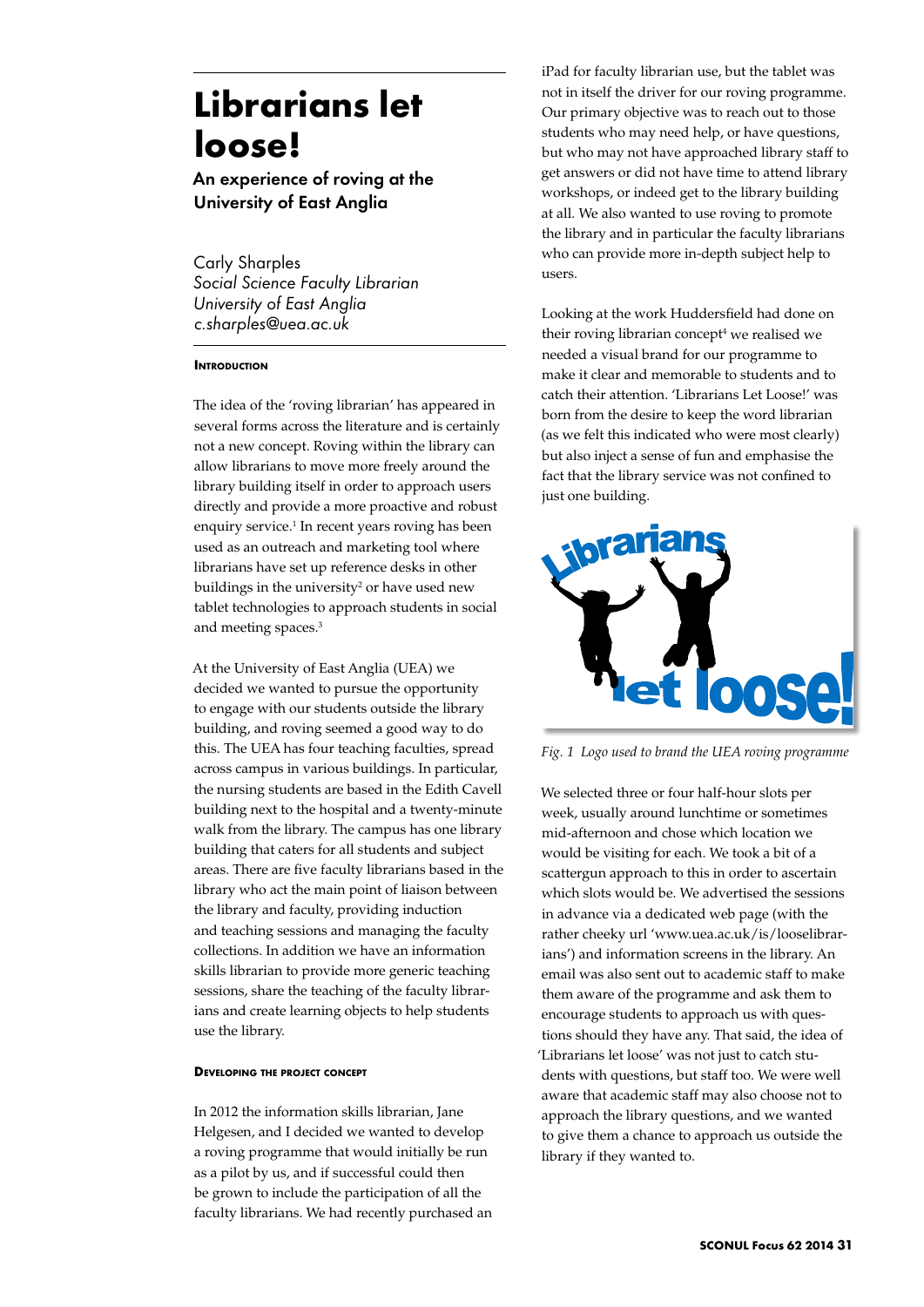# Librarians let loose!

## An experience of roving at the University of East Anglia

Carly Sharples
*Social Science Faculty Librarian*
*University of East Anglia*
*c.sharples@uea.ac.uk*

### Introduction

The idea of the 'roving librarian' has appeared in several forms across the literature and is certainly not a new concept. Roving within the library can allow librarians to move more freely around the library building itself in order to approach users directly and provide a more proactive and robust enquiry service.[1] In recent years roving has been used as an outreach and marketing tool where librarians have set up reference desks in other buildings in the university[2] or have used new tablet technologies to approach students in social and meeting spaces.[3]

At the University of East Anglia (UEA) we decided we wanted to pursue the opportunity to engage with our students outside the library building, and roving seemed a good way to do this. The UEA has four teaching faculties, spread across campus in various buildings. In particular, the nursing students are based in the Edith Cavell building next to the hospital and a twenty-minute walk from the library. The campus has one library building that caters for all students and subject areas. There are five faculty librarians based in the library who act the main point of liaison between the library and faculty, providing induction and teaching sessions and managing the faculty collections. In addition we have an information skills librarian to provide more generic teaching sessions, share the teaching of the faculty librarians and create learning objects to help students use the library.

### Developing the project concept

In 2012 the information skills librarian, Jane Helgesen, and I decided we wanted to develop a roving programme that would initially be run as a pilot by us, and if successful could then be grown to include the participation of all the faculty librarians. We had recently purchased an iPad for faculty librarian use, but the tablet was not in itself the driver for our roving programme. Our primary objective was to reach out to those students who may need help, or have questions, but who may not have approached library staff to get answers or did not have time to attend library workshops, or indeed get to the library building at all. We also wanted to use roving to promote the library and in particular the faculty librarians who can provide more in-depth subject help to users.

Looking at the work Huddersfield had done on their roving librarian concept[4] we realised we needed a visual brand for our programme to make it clear and memorable to students and to catch their attention. 'Librarians Let Loose!' was born from the desire to keep the word librarian (as we felt this indicated who were most clearly) but also inject a sense of fun and emphasise the fact that the library service was not confined to just one building.

*Fig. 1 Logo used to brand the UEA roving programme*

We selected three or four half-hour slots per week, usually around lunchtime or sometimes mid-afternoon and chose which location we would be visiting for each. We took a bit of a scattergun approach to this in order to ascertain which slots would be. We advertised the sessions in advance via a dedicated web page (with the rather cheeky url 'www.uea.ac.uk/is/looselibrarians') and information screens in the library. An email was also sent out to academic staff to make them aware of the programme and ask them to encourage students to approach us with questions should they have any. That said, the idea of 'Librarians let loose' was not just to catch students with questions, but staff too. We were well aware that academic staff may also choose not to approach the library questions, and we wanted to give them a chance to approach us outside the library if they wanted to.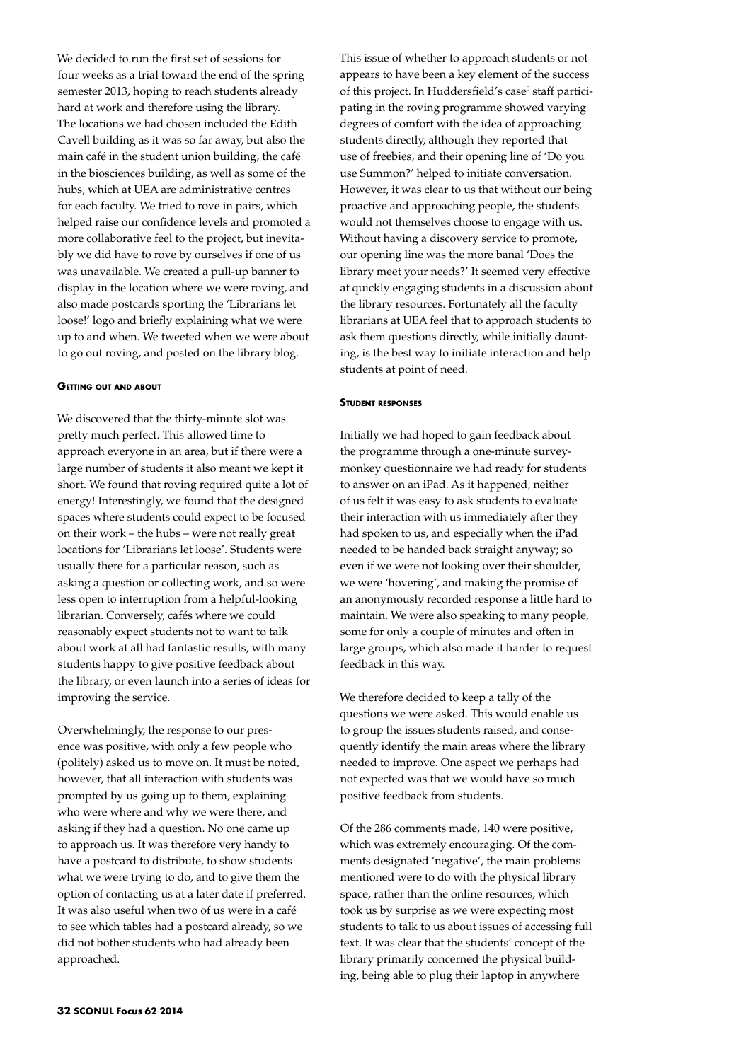We decided to run the first set of sessions for four weeks as a trial toward the end of the spring semester 2013, hoping to reach students already hard at work and therefore using the library. The locations we had chosen included the Edith Cavell building as it was so far away, but also the main café in the student union building, the café in the biosciences building, as well as some of the hubs, which at UEA are administrative centres for each faculty. We tried to rove in pairs, which helped raise our confidence levels and promoted a more collaborative feel to the project, but inevitably we did have to rove by ourselves if one of us was unavailable. We created a pull-up banner to display in the location where we were roving, and also made postcards sporting the 'Librarians let loose!' logo and briefly explaining what we were up to and when. We tweeted when we were about to go out roving, and posted on the library blog.

#### Getting out and about

We discovered that the thirty-minute slot was pretty much perfect. This allowed time to approach everyone in an area, but if there were a large number of students it also meant we kept it short. We found that roving required quite a lot of energy! Interestingly, we found that the designed spaces where students could expect to be focused on their work – the hubs – were not really great locations for 'Librarians let loose'. Students were usually there for a particular reason, such as asking a question or collecting work, and so were less open to interruption from a helpful-looking librarian. Conversely, cafés where we could reasonably expect students not to want to talk about work at all had fantastic results, with many students happy to give positive feedback about the library, or even launch into a series of ideas for improving the service.

Overwhelmingly, the response to our presence was positive, with only a few people who (politely) asked us to move on. It must be noted, however, that all interaction with students was prompted by us going up to them, explaining who were where and why we were there, and asking if they had a question. No one came up to approach us. It was therefore very handy to have a postcard to distribute, to show students what we were trying to do, and to give them the option of contacting us at a later date if preferred. It was also useful when two of us were in a café to see which tables had a postcard already, so we did not bother students who had already been approached.

This issue of whether to approach students or not appears to have been a key element of the success of this project. In Huddersfield's case[5] staff participating in the roving programme showed varying degrees of comfort with the idea of approaching students directly, although they reported that use of freebies, and their opening line of 'Do you use Summon?' helped to initiate conversation. However, it was clear to us that without our being proactive and approaching people, the students would not themselves choose to engage with us. Without having a discovery service to promote, our opening line was the more banal 'Does the library meet your needs?' It seemed very effective at quickly engaging students in a discussion about the library resources. Fortunately all the faculty librarians at UEA feel that to approach students to ask them questions directly, while initially daunting, is the best way to initiate interaction and help students at point of need.

#### Student responses

Initially we had hoped to gain feedback about the programme through a one-minute survey-monkey questionnaire we had ready for students to answer on an iPad. As it happened, neither of us felt it was easy to ask students to evaluate their interaction with us immediately after they had spoken to us, and especially when the iPad needed to be handed back straight anyway; so even if we were not looking over their shoulder, we were 'hovering', and making the promise of an anonymously recorded response a little hard to maintain. We were also speaking to many people, some for only a couple of minutes and often in large groups, which also made it harder to request feedback in this way.

We therefore decided to keep a tally of the questions we were asked. This would enable us to group the issues students raised, and consequently identify the main areas where the library needed to improve. One aspect we perhaps had not expected was that we would have so much positive feedback from students.

Of the 286 comments made, 140 were positive, which was extremely encouraging. Of the comments designated 'negative', the main problems mentioned were to do with the physical library space, rather than the online resources, which took us by surprise as we were expecting most students to talk to us about issues of accessing full text. It was clear that the students' concept of the library primarily concerned the physical building, being able to plug their laptop in anywhere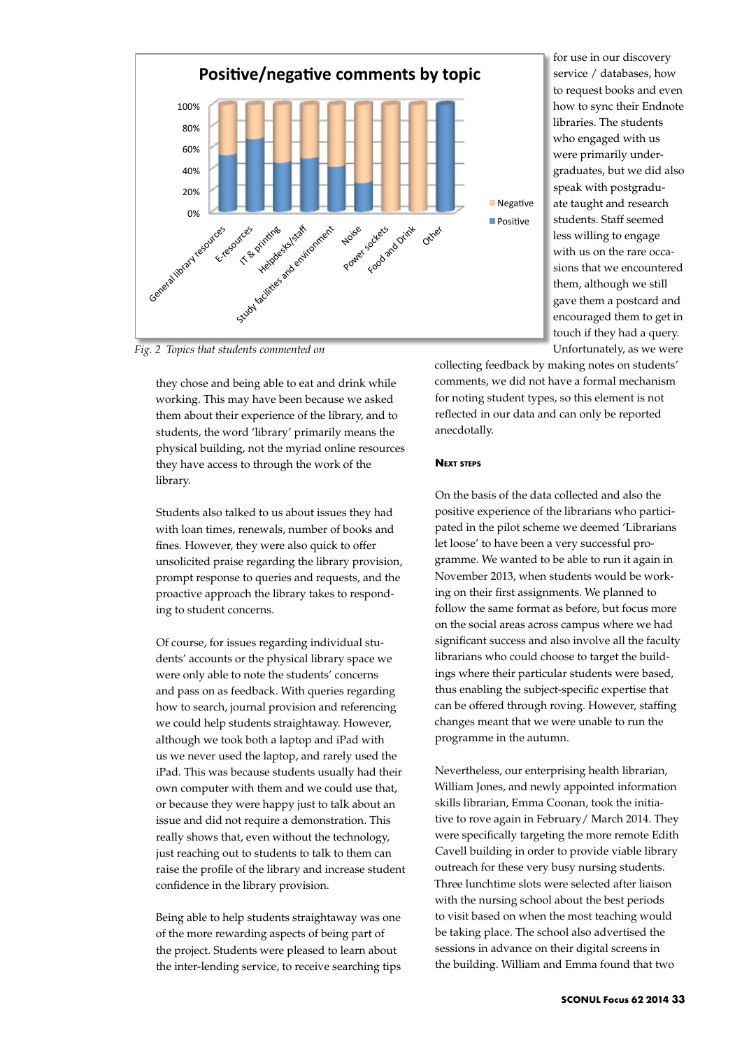Fig. 2 Topics that students commented on

for use in our discovery service / databases, how to request books and even how to sync their Endnote libraries. The students who engaged with us were primarily undergraduates, but we did also speak with postgraduate taught and research students. Staff seemed less willing to engage with us on the rare occasions that we encountered them, although we still gave them a postcard and encouraged them to get in touch if they had a query. Unfortunately, as we were collecting feedback by making notes on students' comments, we did not have a formal mechanism for noting student types, so this element is not reflected in our data and can only be reported anecdotally.

they chose and being able to eat and drink while working. This may have been because we asked them about their experience of the library, and to students, the word 'library' primarily means the physical building, not the myriad online resources they have access to through the work of the library.

Students also talked to us about issues they had with loan times, renewals, number of books and fines. However, they were also quick to offer unsolicited praise regarding the library provision, prompt response to queries and requests, and the proactive approach the library takes to responding to student concerns.

Of course, for issues regarding individual students' accounts or the physical library space we were only able to note the students' concerns and pass on as feedback. With queries regarding how to search, journal provision and referencing we could help students straightaway. However, although we took both a laptop and iPad with us we never used the laptop, and rarely used the iPad. This was because students usually had their own computer with them and we could use that, or because they were happy just to talk about an issue and did not require a demonstration. This really shows that, even without the technology, just reaching out to students to talk to them can raise the profile of the library and increase student confidence in the library provision.

Being able to help students straightaway was one of the more rewarding aspects of being part of the project. Students were pleased to learn about the inter-lending service, to receive searching tips

## Next steps

On the basis of the data collected and also the positive experience of the librarians who participated in the pilot scheme we deemed 'Librarians let loose' to have been a very successful programme. We wanted to be able to run it again in November 2013, when students would be working on their first assignments. We planned to follow the same format as before, but focus more on the social areas across campus where we had significant success and also involve all the faculty librarians who could choose to target the buildings where their particular students were based, thus enabling the subject-specific expertise that can be offered through roving. However, staffing changes meant that we were unable to run the programme in the autumn.

Nevertheless, our enterprising health librarian, William Jones, and newly appointed information skills librarian, Emma Coonan, took the initiative to rove again in February/ March 2014. They were specifically targeting the more remote Edith Cavell building in order to provide viable library outreach for these very busy nursing students. Three lunchtime slots were selected after liaison with the nursing school about the best periods to visit based on when the most teaching would be taking place. The school also advertised the sessions in advance on their digital screens in the building. William and Emma found that two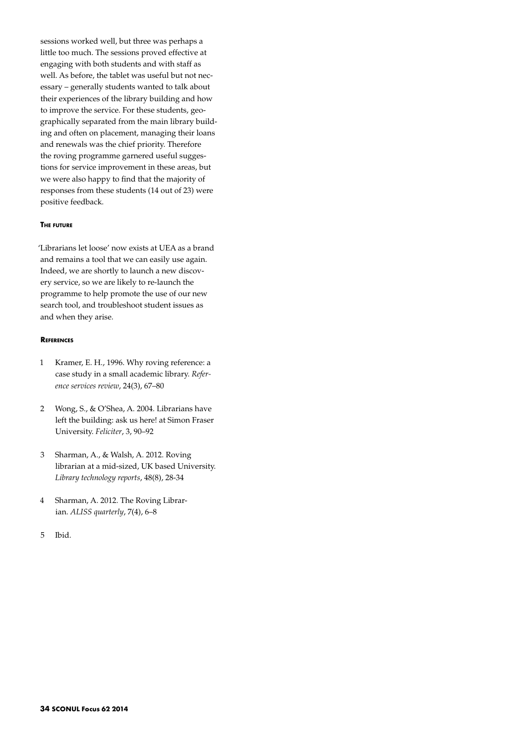sessions worked well, but three was perhaps a little too much. The sessions proved effective at engaging with both students and with staff as well. As before, the tablet was useful but not necessary – generally students wanted to talk about their experiences of the library building and how to improve the service. For these students, geographically separated from the main library building and often on placement, managing their loans and renewals was the chief priority. Therefore the roving programme garnered useful suggestions for service improvement in these areas, but we were also happy to find that the majority of responses from these students (14 out of 23) were positive feedback.

### The future

'Librarians let loose' now exists at UEA as a brand and remains a tool that we can easily use again. Indeed, we are shortly to launch a new discovery service, so we are likely to re-launch the programme to help promote the use of our new search tool, and troubleshoot student issues as and when they arise.

### References

1. Kramer, E. H., 1996. Why roving reference: a case study in a small academic library. *Reference services review*, 24(3), 67–80
2. Wong, S., & O'Shea, A. 2004. Librarians have left the building: ask us here! at Simon Fraser University. *Feliciter*, 3, 90–92
3. Sharman, A., & Walsh, A. 2012. Roving librarian at a mid-sized, UK based University. *Library technology reports*, 48(8), 28-34
4. Sharman, A. 2012. The Roving Librarian. *ALISS quarterly*, 7(4), 6–8
5. Ibid.